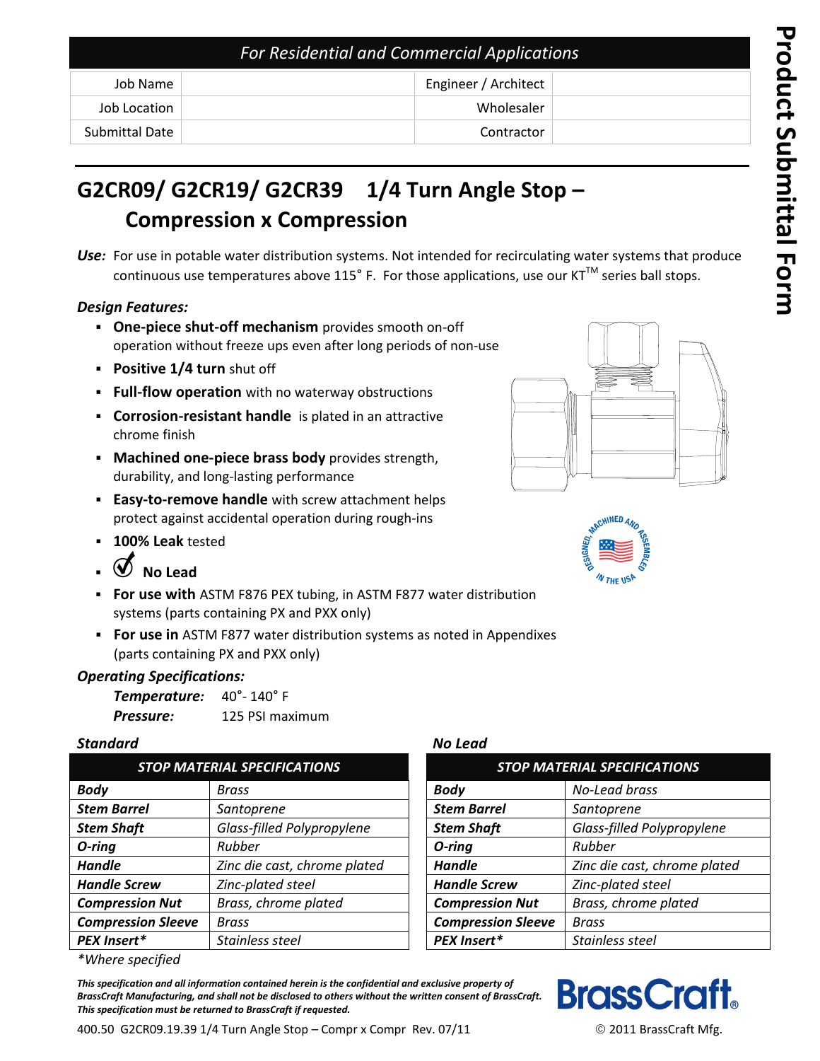**Product Submittal Form**

*For Residential and Commercial Applications*

| Job Name | | Engineer / Architect | |
|---|---|---|---|
| Job Location | | Wholesaler | |
| Submittal Date | | Contractor | |

# G2CR09/ G2CR19/ G2CR39 1/4 Turn Angle Stop – Compression x Compression

***Use:*** For use in potable water distribution systems. Not intended for recirculating water systems that produce continuous use temperatures above 115° F. For those applications, use our KT™ series ball stops.

***Design Features:***

- **One-piece shut-off mechanism** provides smooth on-off operation without freeze ups even after long periods of non-use
- **Positive 1/4 turn** shut off
- **Full-flow operation** with no waterway obstructions
- **Corrosion-resistant handle** is plated in an attractive chrome finish
- **Machined one-piece brass body** provides strength, durability, and long-lasting performance
- **Easy-to-remove handle** with screw attachment helps protect against accidental operation during rough-ins
- **100% Leak** tested
- **No Lead**
- **For use with** ASTM F876 PEX tubing, in ASTM F877 water distribution systems (parts containing PX and PXX only)
- **For use in** ASTM F877 water distribution systems as noted in Appendixes (parts containing PX and PXX only)

DESIGNED, MACHINED AND ASSEMBLED IN THE USA

***Operating Specifications:***

***Temperature:*** 40°- 140° F

***Pressure:*** 125 PSI maximum

***Standard***

| *STOP MATERIAL SPECIFICATIONS* | |
|---|---|
| ***Body*** | *Brass* |
| ***Stem Barrel*** | *Santoprene* |
| ***Stem Shaft*** | *Glass-filled Polypropylene* |
| ***O-ring*** | *Rubber* |
| ***Handle*** | *Zinc die cast, chrome plated* |
| ***Handle Screw*** | *Zinc-plated steel* |
| ***Compression Nut*** | *Brass, chrome plated* |
| ***Compression Sleeve*** | *Brass* |
| ***PEX Insert**** | *Stainless steel* |

***No Lead***

| *STOP MATERIAL SPECIFICATIONS* | |
|---|---|
| ***Body*** | *No-Lead brass* |
| ***Stem Barrel*** | *Santoprene* |
| ***Stem Shaft*** | *Glass-filled Polypropylene* |
| ***O-ring*** | *Rubber* |
| ***Handle*** | *Zinc die cast, chrome plated* |
| ***Handle Screw*** | *Zinc-plated steel* |
| ***Compression Nut*** | *Brass, chrome plated* |
| ***Compression Sleeve*** | *Brass* |
| ***PEX Insert**** | *Stainless steel* |

**Where specified*

***This specification and all information contained herein is the confidential and exclusive property of BrassCraft Manufacturing, and shall not be disclosed to others without the written consent of BrassCraft. This specification must be returned to BrassCraft if requested.***

BrassCraft®

400.50 G2CR09.19.39 1/4 Turn Angle Stop – Compr x Compr Rev. 07/11

© 2011 BrassCraft Mfg.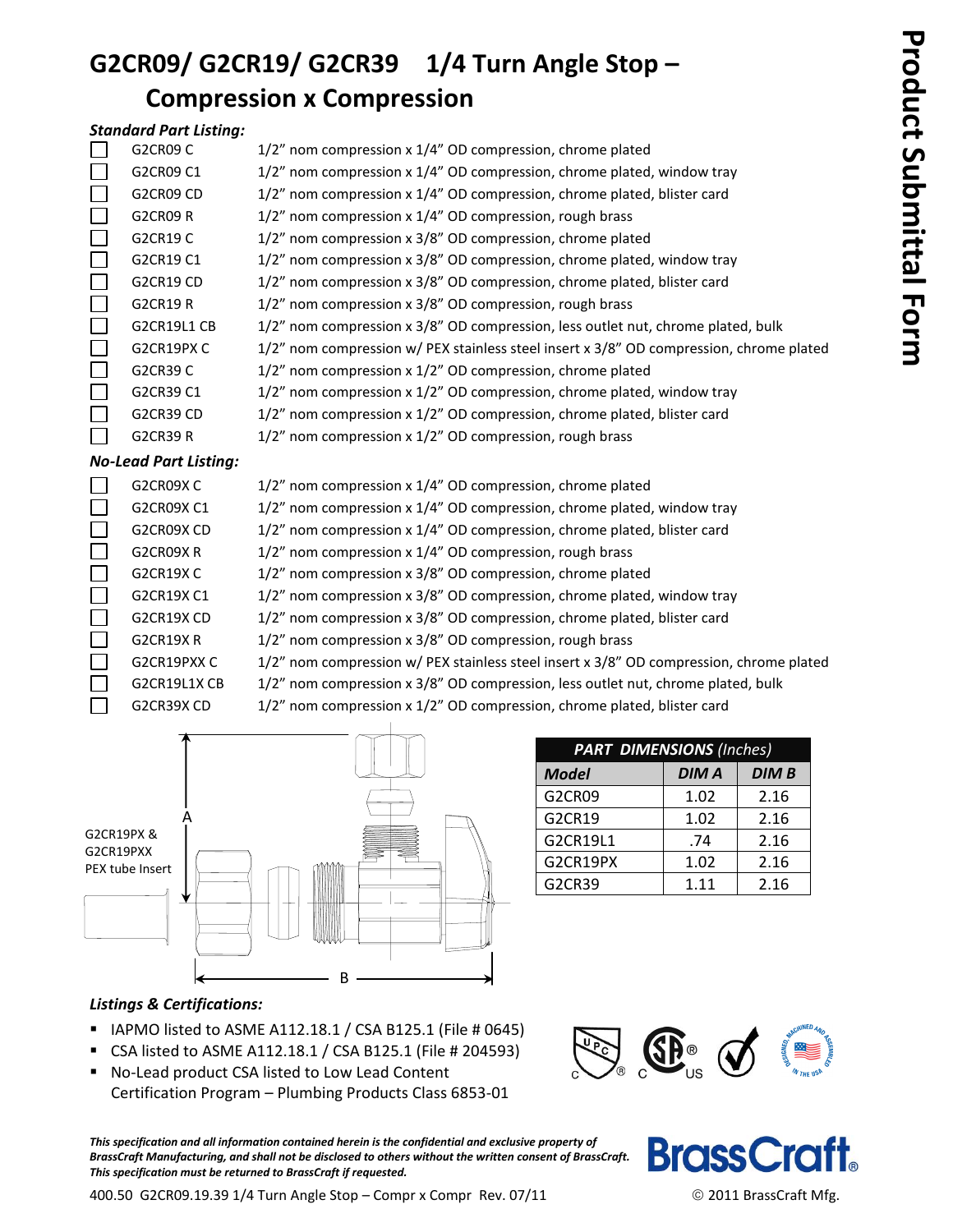# G2CR09/ G2CR19/ G2CR39 1/4 Turn Angle Stop – Compression x Compression

**Product Submittal Form**

### *Standard Part Listing:*

| | | |
|---|---|---|
| ☐ | G2CR09 C | 1/2" nom compression x 1/4" OD compression, chrome plated |
| ☐ | G2CR09 C1 | 1/2" nom compression x 1/4" OD compression, chrome plated, window tray |
| ☐ | G2CR09 CD | 1/2" nom compression x 1/4" OD compression, chrome plated, blister card |
| ☐ | G2CR09 R | 1/2" nom compression x 1/4" OD compression, rough brass |
| ☐ | G2CR19 C | 1/2" nom compression x 3/8" OD compression, chrome plated |
| ☐ | G2CR19 C1 | 1/2" nom compression x 3/8" OD compression, chrome plated, window tray |
| ☐ | G2CR19 CD | 1/2" nom compression x 3/8" OD compression, chrome plated, blister card |
| ☐ | G2CR19 R | 1/2" nom compression x 3/8" OD compression, rough brass |
| ☐ | G2CR19L1 CB | 1/2" nom compression x 3/8" OD compression, less outlet nut, chrome plated, bulk |
| ☐ | G2CR19PX C | 1/2" nom compression w/ PEX stainless steel insert x 3/8" OD compression, chrome plated |
| ☐ | G2CR39 C | 1/2" nom compression x 1/2" OD compression, chrome plated |
| ☐ | G2CR39 C1 | 1/2" nom compression x 1/2" OD compression, chrome plated, window tray |
| ☐ | G2CR39 CD | 1/2" nom compression x 1/2" OD compression, chrome plated, blister card |
| ☐ | G2CR39 R | 1/2" nom compression x 1/2" OD compression, rough brass |

### *No-Lead Part Listing:*

| | | |
|---|---|---|
| ☐ | G2CR09X C | 1/2" nom compression x 1/4" OD compression, chrome plated |
| ☐ | G2CR09X C1 | 1/2" nom compression x 1/4" OD compression, chrome plated, window tray |
| ☐ | G2CR09X CD | 1/2" nom compression x 1/4" OD compression, chrome plated, blister card |
| ☐ | G2CR09X R | 1/2" nom compression x 1/4" OD compression, rough brass |
| ☐ | G2CR19X C | 1/2" nom compression x 3/8" OD compression, chrome plated |
| ☐ | G2CR19X C1 | 1/2" nom compression x 3/8" OD compression, chrome plated, window tray |
| ☐ | G2CR19X CD | 1/2" nom compression x 3/8" OD compression, chrome plated, blister card |
| ☐ | G2CR19X R | 1/2" nom compression x 3/8" OD compression, rough brass |
| ☐ | G2CR19PXX C | 1/2" nom compression w/ PEX stainless steel insert x 3/8" OD compression, chrome plated |
| ☐ | G2CR19L1X CB | 1/2" nom compression x 3/8" OD compression, less outlet nut, chrome plated, bulk |
| ☐ | G2CR39X CD | 1/2" nom compression x 1/2" OD compression, chrome plated, blister card |

G2CR19PX & G2CR19PXX PEX tube Insert

A

B

| ***PART DIMENSIONS*** *(Inches)* | | |
|---|---|---|
| ***Model*** | ***DIM A*** | ***DIM B*** |
| G2CR09 | 1.02 | 2.16 |
| G2CR19 | 1.02 | 2.16 |
| G2CR19L1 | .74 | 2.16 |
| G2CR19PX | 1.02 | 2.16 |
| G2CR39 | 1.11 | 2.16 |

### *Listings & Certifications:*

- IAPMO listed to ASME A112.18.1 / CSA B125.1 (File # 0645)
- CSA listed to ASME A112.18.1 / CSA B125.1 (File # 204593)
- No-Lead product CSA listed to Low Lead Content Certification Program – Plumbing Products Class 6853-01

***This specification and all information contained herein is the confidential and exclusive property of BrassCraft Manufacturing, and shall not be disclosed to others without the written consent of BrassCraft. This specification must be returned to BrassCraft if requested.***

BrassCraft®

400.50 G2CR09.19.39 1/4 Turn Angle Stop – Compr x Compr Rev. 07/11 © 2011 BrassCraft Mfg.